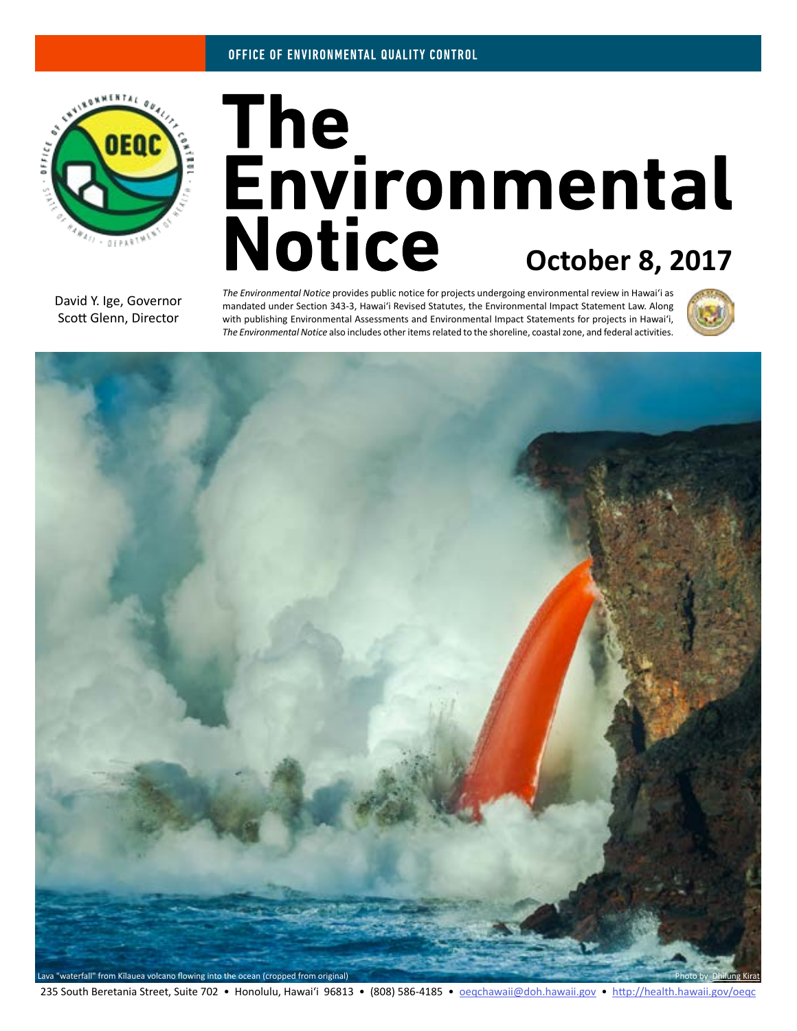OFFICE OF ENVIRONMENTAL QUALITY CONTROL

# The Environmental Notice

**October 8, 2017**

David Y. Ige, Governor
Scott Glenn, Director

*The Environmental Notice* provides public notice for projects undergoing environmental review in Hawai'i as mandated under Section 343-3, Hawai'i Revised Statutes, the Environmental Impact Statement Law. Along with publishing Environmental Assessments and Environmental Impact Statements for projects in Hawai'i, *The Environmental Notice* also includes other items related to the shoreline, coastal zone, and federal activities.

Lava "waterfall" from Kilauea volcano flowing into the ocean (cropped from original)

Photo by Dhilung Kirat

235 South Beretania Street, Suite 702 • Honolulu, Hawai'i 96813 • (808) 586-4185 • oeqchawaii@doh.hawaii.gov • http://health.hawaii.gov/oeqc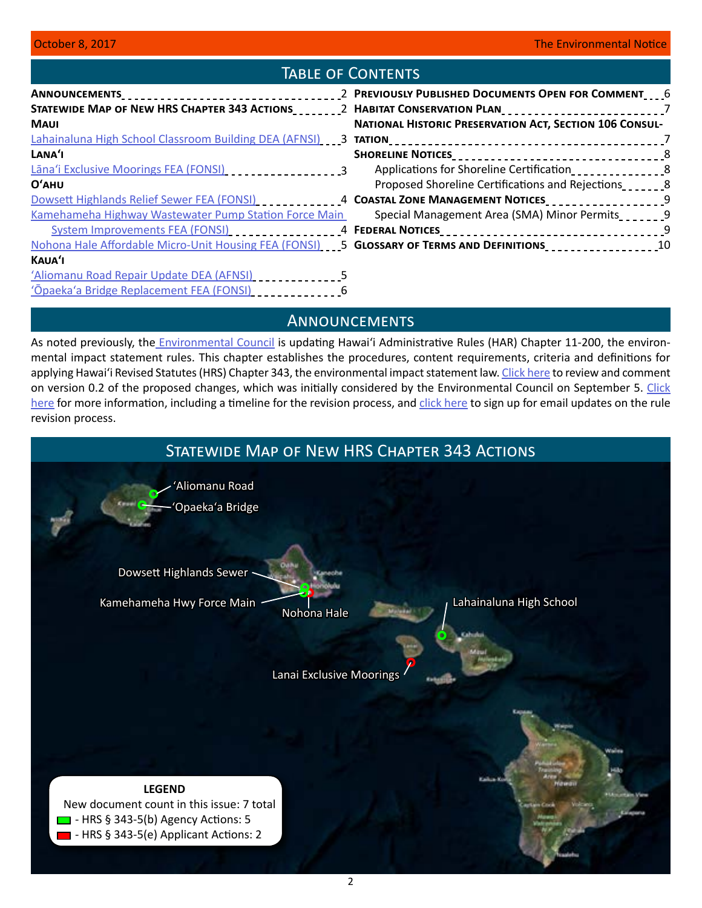# Table of Contents

**Announcements** 2
**Statewide Map of New HRS Chapter 343 Actions** 2
**Maui**
Lahainaluna High School Classroom Building DEA (AFNSI) 3
**Lana'i**
Lāna'i Exclusive Moorings FEA (FONSI) 3
**O'ahu**
Dowsett Highlands Relief Sewer FEA (FONSI) 4
Kamehameha Highway Wastewater Pump Station Force Main System Improvements FEA (FONSI) 4
Nohona Hale Affordable Micro-Unit Housing FEA (FONSI) 5
**Kaua'i**
'Aliomanu Road Repair Update DEA (AFNSI) 5
'Ōpaeka'a Bridge Replacement FEA (FONSI) 6
**Previously Published Documents Open for Comment** 6
**Habitat Conservation Plan** 7
**National Historic Preservation Act, Section 106 Consultation** 7
**Shoreline Notices** 8
Applications for Shoreline Certification 8
Proposed Shoreline Certifications and Rejections 8
**Coastal Zone Management Notices** 9
Special Management Area (SMA) Minor Permits 9
**Federal Notices** 9
**Glossary of Terms and Definitions** 10

# Announcements

As noted previously, the Environmental Council is updating Hawai'i Administrative Rules (HAR) Chapter 11-200, the environmental impact statement rules. This chapter establishes the procedures, content requirements, criteria and definitions for applying Hawai'i Revised Statutes (HRS) Chapter 343, the environmental impact statement law. Click here to review and comment on version 0.2 of the proposed changes, which was initially considered by the Environmental Council on September 5. Click here for more information, including a timeline for the revision process, and click here to sign up for email updates on the rule revision process.

# Statewide Map of New HRS Chapter 343 Actions

'Aliomanu Road
'Opaeka'a Bridge
Dowsett Highlands Sewer
Kamehameha Hwy Force Main
Nohona Hale
Lahainaluna High School
Lanai Exclusive Moorings

**LEGEND**
New document count in this issue: 7 total
- HRS § 343-5(b) Agency Actions: 5
- HRS § 343-5(e) Applicant Actions: 2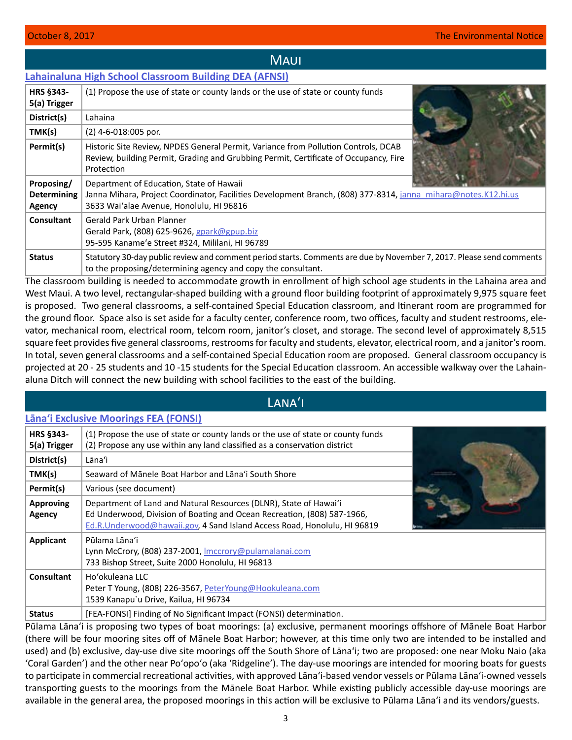## Maui

### Lahainaluna High School Classroom Building DEA (AFNSI)

| | |
|---|---|
| **HRS §343-5(a) Trigger** | (1) Propose the use of state or county lands or the use of state or county funds |
| **District(s)** | Lahaina |
| **TMK(s)** | (2) 4-6-018:005 por. |
| **Permit(s)** | Historic Site Review, NPDES General Permit, Variance from Pollution Controls, DCAB Review, building Permit, Grading and Grubbing Permit, Certificate of Occupancy, Fire Protection |
| **Proposing/ Determining Agency** | Department of Education, State of Hawaii<br>Janna Mihara, Project Coordinator, Facilities Development Branch, (808) 377-8314, janna_mihara@notes.K12.hi.us<br>3633 Waiʻalae Avenue, Honolulu, HI 96816 |
| **Consultant** | Gerald Park Urban Planner<br>Gerald Park, (808) 625-9626, gpark@gpup.biz<br>95-595 Kaname'e Street #324, Mililani, HI 96789 |
| **Status** | Statutory 30-day public review and comment period starts. Comments are due by November 7, 2017. Please send comments to the proposing/determining agency and copy the consultant. |

The classroom building is needed to accommodate growth in enrollment of high school age students in the Lahaina area and West Maui. A two level, rectangular-shaped building with a ground floor building footprint of approximately 9,975 square feet is proposed. Two general classrooms, a self-contained Special Education classroom, and Itinerant room are programmed for the ground floor. Space also is set aside for a faculty center, conference room, two offices, faculty and student restrooms, elevator, mechanical room, electrical room, telcom room, janitor's closet, and storage. The second level of approximately 8,515 square feet provides five general classrooms, restrooms for faculty and students, elevator, electrical room, and a janitor's room. In total, seven general classrooms and a self-contained Special Education room are proposed. General classroom occupancy is projected at 20 - 25 students and 10 -15 students for the Special Education classroom. An accessible walkway over the Lahainaluna Ditch will connect the new building with school facilities to the east of the building.

## Lānaʻi

### Lānaʻi Exclusive Moorings FEA (FONSI)

| | |
|---|---|
| **HRS §343-5(a) Trigger** | (1) Propose the use of state or county lands or the use of state or county funds<br>(2) Propose any use within any land classified as a conservation district |
| **District(s)** | Lānaʻi |
| **TMK(s)** | Seaward of Mānele Boat Harbor and Lānaʻi South Shore |
| **Permit(s)** | Various (see document) |
| **Approving Agency** | Department of Land and Natural Resources (DLNR), State of Hawaiʻi<br>Ed Underwood, Division of Boating and Ocean Recreation, (808) 587-1966, Ed.R.Underwood@hawaii.gov, 4 Sand Island Access Road, Honolulu, HI 96819 |
| **Applicant** | Pūlama Lānaʻi<br>Lynn McCrory, (808) 237-2001, lmccrory@pulamalanai.com<br>733 Bishop Street, Suite 2000 Honolulu, HI 96813 |
| **Consultant** | Hoʻokuleana LLC<br>Peter T Young, (808) 226-3567, PeterYoung@Hookuleana.com<br>1539 Kanapu`u Drive, Kailua, HI 96734 |
| **Status** | [FEA-FONSI] Finding of No Significant Impact (FONSI) determination. |

Pūlama Lānaʻi is proposing two types of boat moorings: (a) exclusive, permanent moorings offshore of Mānele Boat Harbor (there will be four mooring sites off of Mānele Boat Harbor; however, at this time only two are intended to be installed and used) and (b) exclusive, day-use dive site moorings off the South Shore of Lānaʻi; two are proposed: one near Moku Naio (aka 'Coral Garden') and the other near Poʻopoʻo (aka 'Ridgeline'). The day-use moorings are intended for mooring boats for guests to participate in commercial recreational activities, with approved Lānaʻi-based vendor vessels or Pūlama Lānaʻi-owned vessels transporting guests to the moorings from the Mānele Boat Harbor. While existing publicly accessible day-use moorings are available in the general area, the proposed moorings in this action will be exclusive to Pūlama Lānaʻi and its vendors/guests.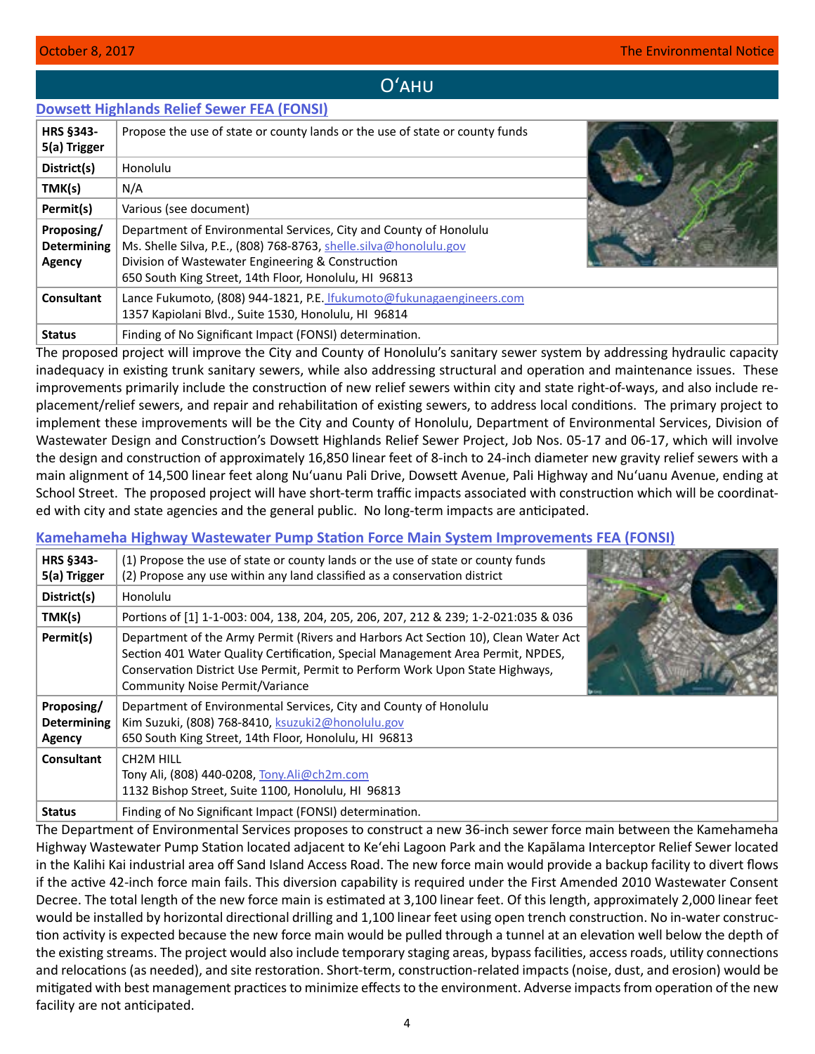## Oʻahu

### Dowsett Highlands Relief Sewer FEA (FONSI)

| | |
|---|---|
| **HRS §343-5(a) Trigger** | Propose the use of state or county lands or the use of state or county funds |
| **District(s)** | Honolulu |
| **TMK(s)** | N/A |
| **Permit(s)** | Various (see document) |
| **Proposing/ Determining Agency** | Department of Environmental Services, City and County of Honolulu<br>Ms. Shelle Silva, P.E., (808) 768-8763, shelle.silva@honolulu.gov<br>Division of Wastewater Engineering & Construction<br>650 South King Street, 14th Floor, Honolulu, HI 96813 |
| **Consultant** | Lance Fukumoto, (808) 944-1821, P.E. lfukumoto@fukunagaengineers.com<br>1357 Kapiolani Blvd., Suite 1530, Honolulu, HI 96814 |
| **Status** | Finding of No Significant Impact (FONSI) determination. |

The proposed project will improve the City and County of Honolulu's sanitary sewer system by addressing hydraulic capacity inadequacy in existing trunk sanitary sewers, while also addressing structural and operation and maintenance issues. These improvements primarily include the construction of new relief sewers within city and state right-of-ways, and also include replacement/relief sewers, and repair and rehabilitation of existing sewers, to address local conditions. The primary project to implement these improvements will be the City and County of Honolulu, Department of Environmental Services, Division of Wastewater Design and Construction's Dowsett Highlands Relief Sewer Project, Job Nos. 05-17 and 06-17, which will involve the design and construction of approximately 16,850 linear feet of 8-inch to 24-inch diameter new gravity relief sewers with a main alignment of 14,500 linear feet along Nuʻuanu Pali Drive, Dowsett Avenue, Pali Highway and Nuʻuanu Avenue, ending at School Street. The proposed project will have short-term traffic impacts associated with construction which will be coordinated with city and state agencies and the general public. No long-term impacts are anticipated.

### Kamehameha Highway Wastewater Pump Station Force Main System Improvements FEA (FONSI)

| | |
|---|---|
| **HRS §343-5(a) Trigger** | (1) Propose the use of state or county lands or the use of state or county funds<br>(2) Propose any use within any land classified as a conservation district |
| **District(s)** | Honolulu |
| **TMK(s)** | Portions of [1] 1-1-003: 004, 138, 204, 205, 206, 207, 212 & 239; 1-2-021:035 & 036 |
| **Permit(s)** | Department of the Army Permit (Rivers and Harbors Act Section 10), Clean Water Act Section 401 Water Quality Certification, Special Management Area Permit, NPDES, Conservation District Use Permit, Permit to Perform Work Upon State Highways, Community Noise Permit/Variance |
| **Proposing/ Determining Agency** | Department of Environmental Services, City and County of Honolulu<br>Kim Suzuki, (808) 768-8410, ksuzuki2@honolulu.gov<br>650 South King Street, 14th Floor, Honolulu, HI 96813 |
| **Consultant** | CH2M HILL<br>Tony Ali, (808) 440-0208, Tony.Ali@ch2m.com<br>1132 Bishop Street, Suite 1100, Honolulu, HI 96813 |
| **Status** | Finding of No Significant Impact (FONSI) determination. |

The Department of Environmental Services proposes to construct a new 36-inch sewer force main between the Kamehameha Highway Wastewater Pump Station located adjacent to Keʻehi Lagoon Park and the Kapālama Interceptor Relief Sewer located in the Kalihi Kai industrial area off Sand Island Access Road. The new force main would provide a backup facility to divert flows if the active 42-inch force main fails. This diversion capability is required under the First Amended 2010 Wastewater Consent Decree. The total length of the new force main is estimated at 3,100 linear feet. Of this length, approximately 2,000 linear feet would be installed by horizontal directional drilling and 1,100 linear feet using open trench construction. No in-water construction activity is expected because the new force main would be pulled through a tunnel at an elevation well below the depth of the existing streams. The project would also include temporary staging areas, bypass facilities, access roads, utility connections and relocations (as needed), and site restoration. Short-term, construction-related impacts (noise, dust, and erosion) would be mitigated with best management practices to minimize effects to the environment. Adverse impacts from operation of the new facility are not anticipated.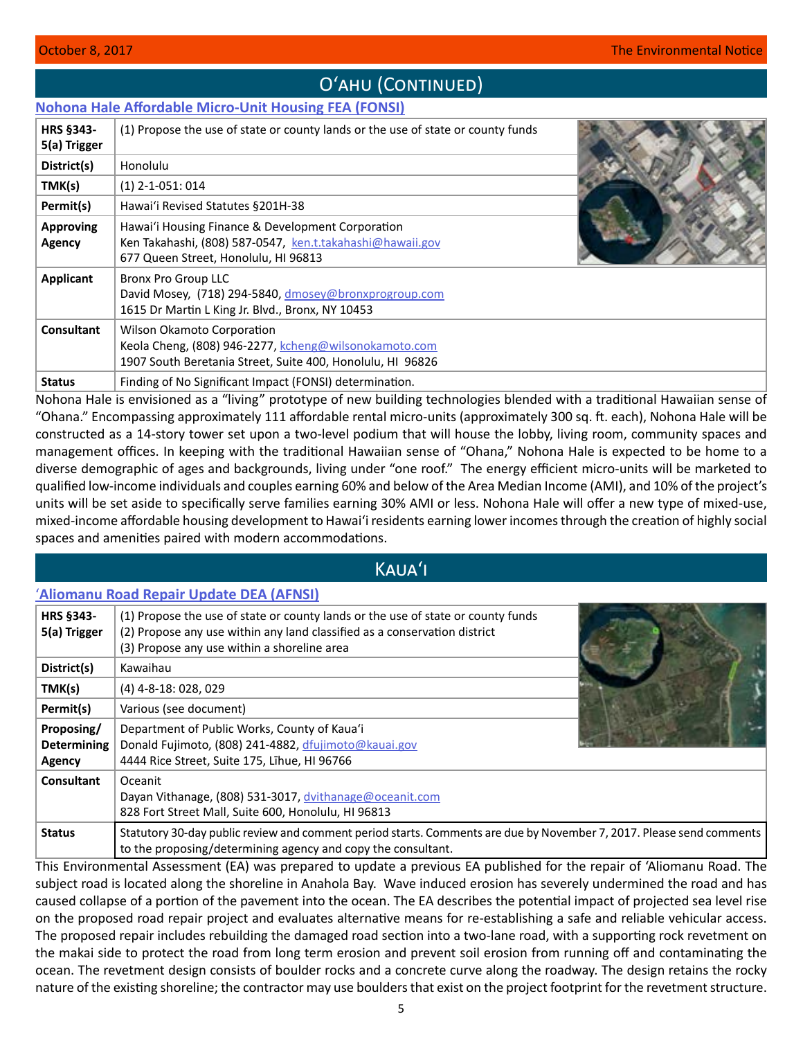# Oʻahu (Continued)

## Nohona Hale Affordable Micro-Unit Housing FEA (FONSI)

| | |
|---|---|
| **HRS §343-5(a) Trigger** | (1) Propose the use of state or county lands or the use of state or county funds |
| **District(s)** | Honolulu |
| **TMK(s)** | (1) 2-1-051: 014 |
| **Permit(s)** | Hawaiʻi Revised Statutes §201H-38 |
| **Approving Agency** | Hawaiʻi Housing Finance & Development Corporation<br>Ken Takahashi, (808) 587-0547, ken.t.takahashi@hawaii.gov<br>677 Queen Street, Honolulu, HI 96813 |
| **Applicant** | Bronx Pro Group LLC<br>David Mosey, (718) 294-5840, dmosey@bronxprogroup.com<br>1615 Dr Martin L King Jr. Blvd., Bronx, NY 10453 |
| **Consultant** | Wilson Okamoto Corporation<br>Keola Cheng, (808) 946-2277, kcheng@wilsonokamoto.com<br>1907 South Beretania Street, Suite 400, Honolulu, HI 96826 |
| **Status** | Finding of No Significant Impact (FONSI) determination. |

Nohona Hale is envisioned as a "living" prototype of new building technologies blended with a traditional Hawaiian sense of "Ohana." Encompassing approximately 111 affordable rental micro-units (approximately 300 sq. ft. each), Nohona Hale will be constructed as a 14-story tower set upon a two-level podium that will house the lobby, living room, community spaces and management offices. In keeping with the traditional Hawaiian sense of "Ohana," Nohona Hale is expected to be home to a diverse demographic of ages and backgrounds, living under "one roof." The energy efficient micro-units will be marketed to qualified low-income individuals and couples earning 60% and below of the Area Median Income (AMI), and 10% of the project's units will be set aside to specifically serve families earning 30% AMI or less. Nohona Hale will offer a new type of mixed-use, mixed-income affordable housing development to Hawaiʻi residents earning lower incomes through the creation of highly social spaces and amenities paired with modern accommodations.

# Kauaʻi

## ʻAliomanu Road Repair Update DEA (AFNSI)

| | |
|---|---|
| **HRS §343-5(a) Trigger** | (1) Propose the use of state or county lands or the use of state or county funds<br>(2) Propose any use within any land classified as a conservation district<br>(3) Propose any use within a shoreline area |
| **District(s)** | Kawaihau |
| **TMK(s)** | (4) 4-8-18: 028, 029 |
| **Permit(s)** | Various (see document) |
| **Proposing/ Determining Agency** | Department of Public Works, County of Kauaʻi<br>Donald Fujimoto, (808) 241-4882, dfujimoto@kauai.gov<br>4444 Rice Street, Suite 175, Līhue, HI 96766 |
| **Consultant** | Oceanit<br>Dayan Vithanage, (808) 531-3017, dvithanage@oceanit.com<br>828 Fort Street Mall, Suite 600, Honolulu, HI 96813 |
| **Status** | Statutory 30-day public review and comment period starts. Comments are due by November 7, 2017. Please send comments to the proposing/determining agency and copy the consultant. |

This Environmental Assessment (EA) was prepared to update a previous EA published for the repair of ʻAliomanu Road. The subject road is located along the shoreline in Anahola Bay. Wave induced erosion has severely undermined the road and has caused collapse of a portion of the pavement into the ocean. The EA describes the potential impact of projected sea level rise on the proposed road repair project and evaluates alternative means for re-establishing a safe and reliable vehicular access. The proposed repair includes rebuilding the damaged road section into a two-lane road, with a supporting rock revetment on the makai side to protect the road from long term erosion and prevent soil erosion from running off and contaminating the ocean. The revetment design consists of boulder rocks and a concrete curve along the roadway. The design retains the rocky nature of the existing shoreline; the contractor may use boulders that exist on the project footprint for the revetment structure.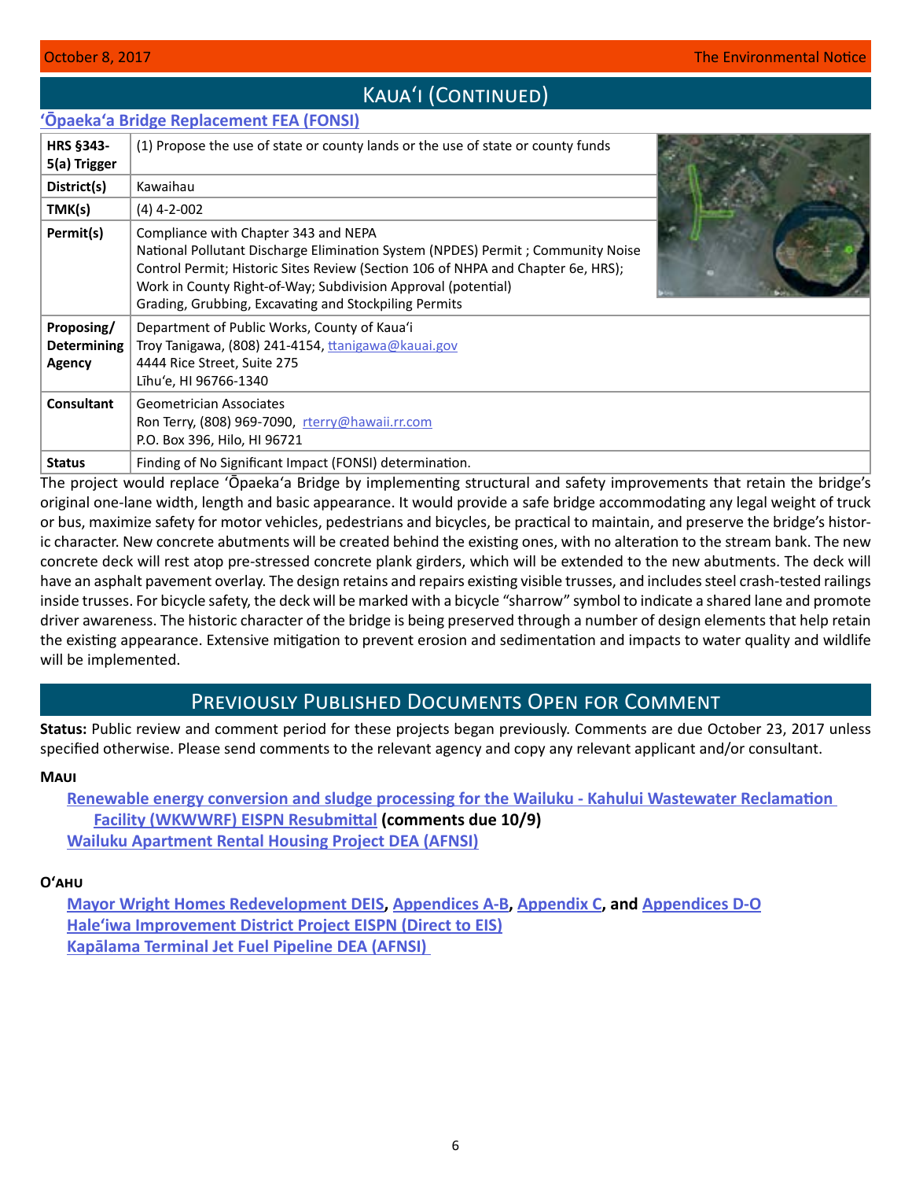## Kaua'i (Continued)

### 'Ōpaeka'a Bridge Replacement FEA (FONSI)

| | |
|---|---|
| **HRS §343-5(a) Trigger** | (1) Propose the use of state or county lands or the use of state or county funds |
| **District(s)** | Kawaihau |
| **TMK(s)** | (4) 4-2-002 |
| **Permit(s)** | Compliance with Chapter 343 and NEPA<br>National Pollutant Discharge Elimination System (NPDES) Permit ; Community Noise Control Permit; Historic Sites Review (Section 106 of NHPA and Chapter 6e, HRS); Work in County Right-of-Way; Subdivision Approval (potential)<br>Grading, Grubbing, Excavating and Stockpiling Permits |
| **Proposing/ Determining Agency** | Department of Public Works, County of Kaua'i<br>Troy Tanigawa, (808) 241-4154, ttanigawa@kauai.gov<br>4444 Rice Street, Suite 275<br>Līhu'e, HI 96766-1340 |
| **Consultant** | Geometrician Associates<br>Ron Terry, (808) 969-7090, rterry@hawaii.rr.com<br>P.O. Box 396, Hilo, HI 96721 |
| **Status** | Finding of No Significant Impact (FONSI) determination. |

The project would replace 'Ōpaeka'a Bridge by implementing structural and safety improvements that retain the bridge's original one-lane width, length and basic appearance. It would provide a safe bridge accommodating any legal weight of truck or bus, maximize safety for motor vehicles, pedestrians and bicycles, be practical to maintain, and preserve the bridge's historic character. New concrete abutments will be created behind the existing ones, with no alteration to the stream bank. The new concrete deck will rest atop pre-stressed concrete plank girders, which will be extended to the new abutments. The deck will have an asphalt pavement overlay. The design retains and repairs existing visible trusses, and includes steel crash-tested railings inside trusses. For bicycle safety, the deck will be marked with a bicycle "sharrow" symbol to indicate a shared lane and promote driver awareness. The historic character of the bridge is being preserved through a number of design elements that help retain the existing appearance. Extensive mitigation to prevent erosion and sedimentation and impacts to water quality and wildlife will be implemented.

## Previously Published Documents Open for Comment

**Status:** Public review and comment period for these projects began previously. Comments are due October 23, 2017 unless specified otherwise. Please send comments to the relevant agency and copy any relevant applicant and/or consultant.

### Maui

- Renewable energy conversion and sludge processing for the Wailuku - Kahului Wastewater Reclamation Facility (WKWWRF) EISPN Resubmittal **(comments due 10/9)**
- Wailuku Apartment Rental Housing Project DEA (AFNSI)

### O'ahu

- Mayor Wright Homes Redevelopment DEIS, Appendices A-B, Appendix C, **and** Appendices D-O
- Hale'iwa Improvement District Project EISPN (Direct to EIS)
- Kapālama Terminal Jet Fuel Pipeline DEA (AFNSI)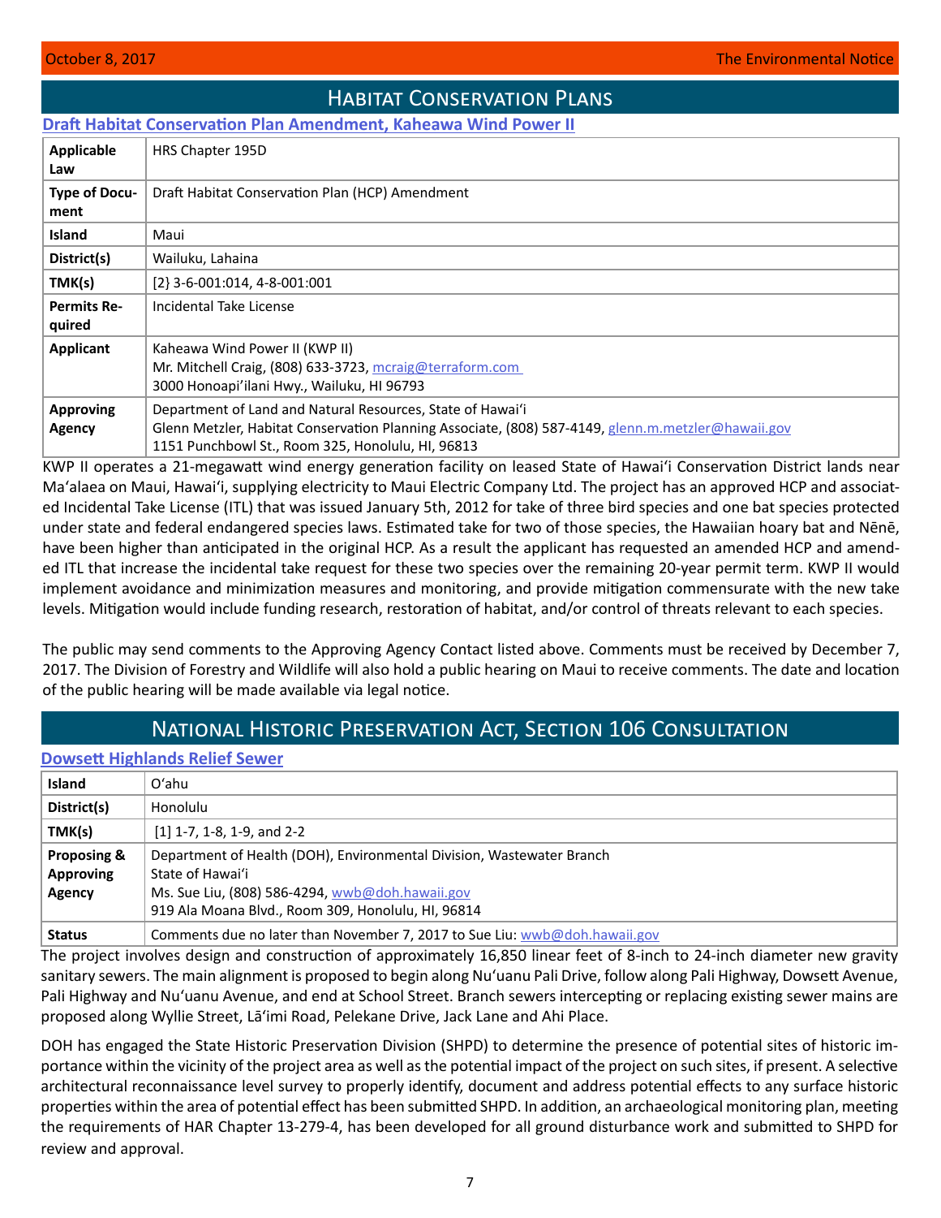# Habitat Conservation Plans

## Draft Habitat Conservation Plan Amendment, Kaheawa Wind Power II

| | |
|---|---|
| **Applicable Law** | HRS Chapter 195D |
| **Type of Document** | Draft Habitat Conservation Plan (HCP) Amendment |
| **Island** | Maui |
| **District(s)** | Wailuku, Lahaina |
| **TMK(s)** | [2} 3-6-001:014, 4-8-001:001 |
| **Permits Required** | Incidental Take License |
| **Applicant** | Kaheawa Wind Power II (KWP II)<br>Mr. Mitchell Craig, (808) 633-3723, mcraig@terraform.com<br>3000 Honoapiʻilani Hwy., Wailuku, HI 96793 |
| **Approving Agency** | Department of Land and Natural Resources, State of Hawaiʻi<br>Glenn Metzler, Habitat Conservation Planning Associate, (808) 587-4149, glenn.m.metzler@hawaii.gov<br>1151 Punchbowl St., Room 325, Honolulu, HI, 96813 |

KWP II operates a 21-megawatt wind energy generation facility on leased State of Hawaiʻi Conservation District lands near Maʻalaea on Maui, Hawaiʻi, supplying electricity to Maui Electric Company Ltd. The project has an approved HCP and associated Incidental Take License (ITL) that was issued January 5th, 2012 for take of three bird species and one bat species protected under state and federal endangered species laws. Estimated take for two of those species, the Hawaiian hoary bat and Nēnē, have been higher than anticipated in the original HCP. As a result the applicant has requested an amended HCP and amended ITL that increase the incidental take request for these two species over the remaining 20-year permit term. KWP II would implement avoidance and minimization measures and monitoring, and provide mitigation commensurate with the new take levels. Mitigation would include funding research, restoration of habitat, and/or control of threats relevant to each species.

The public may send comments to the Approving Agency Contact listed above. Comments must be received by December 7, 2017. The Division of Forestry and Wildlife will also hold a public hearing on Maui to receive comments. The date and location of the public hearing will be made available via legal notice.

# National Historic Preservation Act, Section 106 Consultation

## Dowsett Highlands Relief Sewer

| | |
|---|---|
| **Island** | Oʻahu |
| **District(s)** | Honolulu |
| **TMK(s)** | [1] 1-7, 1-8, 1-9, and 2-2 |
| **Proposing & Approving Agency** | Department of Health (DOH), Environmental Division, Wastewater Branch<br>State of Hawaiʻi<br>Ms. Sue Liu, (808) 586-4294, wwb@doh.hawaii.gov<br>919 Ala Moana Blvd., Room 309, Honolulu, HI, 96814 |
| **Status** | Comments due no later than November 7, 2017 to Sue Liu: wwb@doh.hawaii.gov |

The project involves design and construction of approximately 16,850 linear feet of 8-inch to 24-inch diameter new gravity sanitary sewers. The main alignment is proposed to begin along Nuʻuanu Pali Drive, follow along Pali Highway, Dowsett Avenue, Pali Highway and Nuʻuanu Avenue, and end at School Street. Branch sewers intercepting or replacing existing sewer mains are proposed along Wyllie Street, Lāʻimi Road, Pelekane Drive, Jack Lane and Ahi Place.

DOH has engaged the State Historic Preservation Division (SHPD) to determine the presence of potential sites of historic importance within the vicinity of the project area as well as the potential impact of the project on such sites, if present. A selective architectural reconnaissance level survey to properly identify, document and address potential effects to any surface historic properties within the area of potential effect has been submitted SHPD. In addition, an archaeological monitoring plan, meeting the requirements of HAR Chapter 13-279-4, has been developed for all ground disturbance work and submitted to SHPD for review and approval.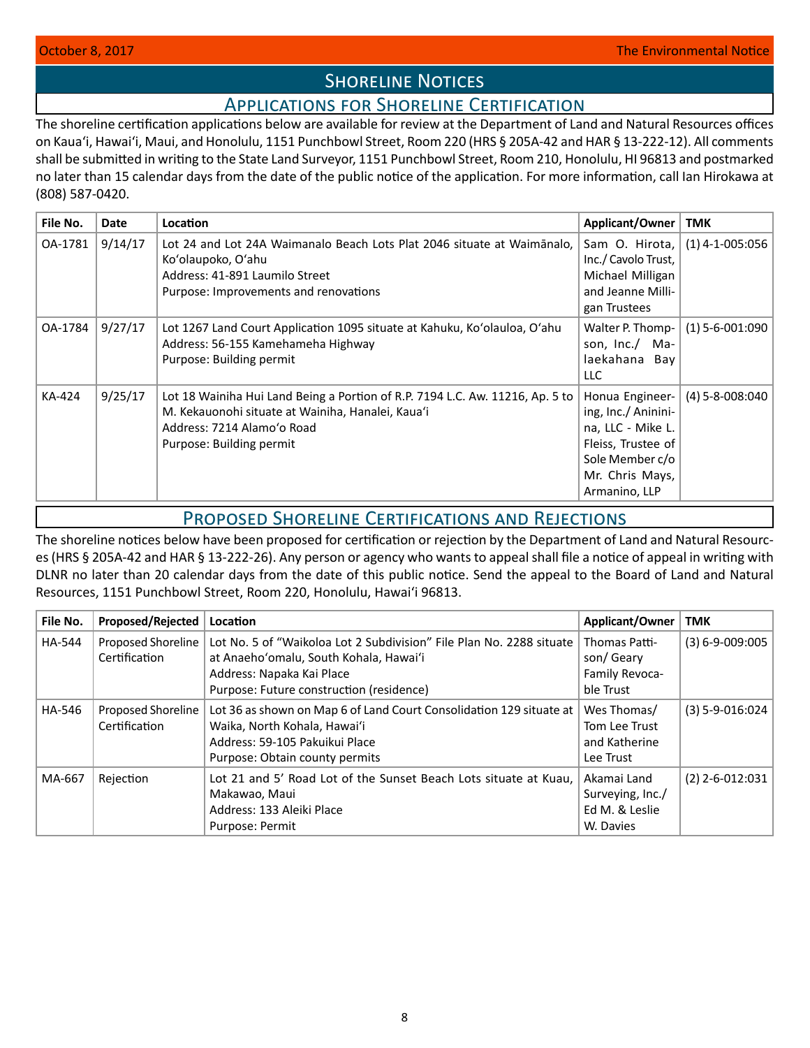# Shoreline Notices

## Applications for Shoreline Certification

The shoreline certification applications below are available for review at the Department of Land and Natural Resources offices on Kaua'i, Hawai'i, Maui, and Honolulu, 1151 Punchbowl Street, Room 220 (HRS § 205A-42 and HAR § 13-222-12). All comments shall be submitted in writing to the State Land Surveyor, 1151 Punchbowl Street, Room 210, Honolulu, HI 96813 and postmarked no later than 15 calendar days from the date of the public notice of the application. For more information, call Ian Hirokawa at (808) 587-0420.

| File No. | Date | Location | Applicant/Owner | TMK |
|---|---|---|---|---|
| OA-1781 | 9/14/17 | Lot 24 and Lot 24A Waimanalo Beach Lots Plat 2046 situate at Waimānalo, Ko'olaupoko, O'ahu<br>Address: 41-891 Laumilo Street<br>Purpose: Improvements and renovations | Sam O. Hirota, Inc./ Cavolo Trust, Michael Milligan and Jeanne Milligan Trustees | (1) 4-1-005:056 |
| OA-1784 | 9/27/17 | Lot 1267 Land Court Application 1095 situate at Kahuku, Ko'olauloa, O'ahu<br>Address: 56-155 Kamehameha Highway<br>Purpose: Building permit | Walter P. Thompson, Inc./ Malaekahana Bay LLC | (1) 5-6-001:090 |
| KA-424 | 9/25/17 | Lot 18 Wainiha Hui Land Being a Portion of R.P. 7194 L.C. Aw. 11216, Ap. 5 to M. Kekauonohi situate at Wainiha, Hanalei, Kaua'i<br>Address: 7214 Alamo'o Road<br>Purpose: Building permit | Honua Engineering, Inc./ Aninini-na, LLC - Mike L. Fleiss, Trustee of Sole Member c/o Mr. Chris Mays, Armanino, LLP | (4) 5-8-008:040 |

## Proposed Shoreline Certifications and Rejections

The shoreline notices below have been proposed for certification or rejection by the Department of Land and Natural Resources (HRS § 205A-42 and HAR § 13-222-26). Any person or agency who wants to appeal shall file a notice of appeal in writing with DLNR no later than 20 calendar days from the date of this public notice. Send the appeal to the Board of Land and Natural Resources, 1151 Punchbowl Street, Room 220, Honolulu, Hawai'i 96813.

| File No. | Proposed/Rejected | Location | Applicant/Owner | TMK |
|---|---|---|---|---|
| HA-544 | Proposed Shoreline Certification | Lot No. 5 of "Waikoloa Lot 2 Subdivision" File Plan No. 2288 situate at Anaeho'omalu, South Kohala, Hawai'i<br>Address: Napaka Kai Place<br>Purpose: Future construction (residence) | Thomas Pattison/ Geary Family Revocable Trust | (3) 6-9-009:005 |
| HA-546 | Proposed Shoreline Certification | Lot 36 as shown on Map 6 of Land Court Consolidation 129 situate at Waika, North Kohala, Hawai'i<br>Address: 59-105 Pakuikui Place<br>Purpose: Obtain county permits | Wes Thomas/ Tom Lee Trust and Katherine Lee Trust | (3) 5-9-016:024 |
| MA-667 | Rejection | Lot 21 and 5' Road Lot of the Sunset Beach Lots situate at Kuau, Makawao, Maui<br>Address: 133 Aleiki Place<br>Purpose: Permit | Akamai Land Surveying, Inc./ Ed M. & Leslie W. Davies | (2) 2-6-012:031 |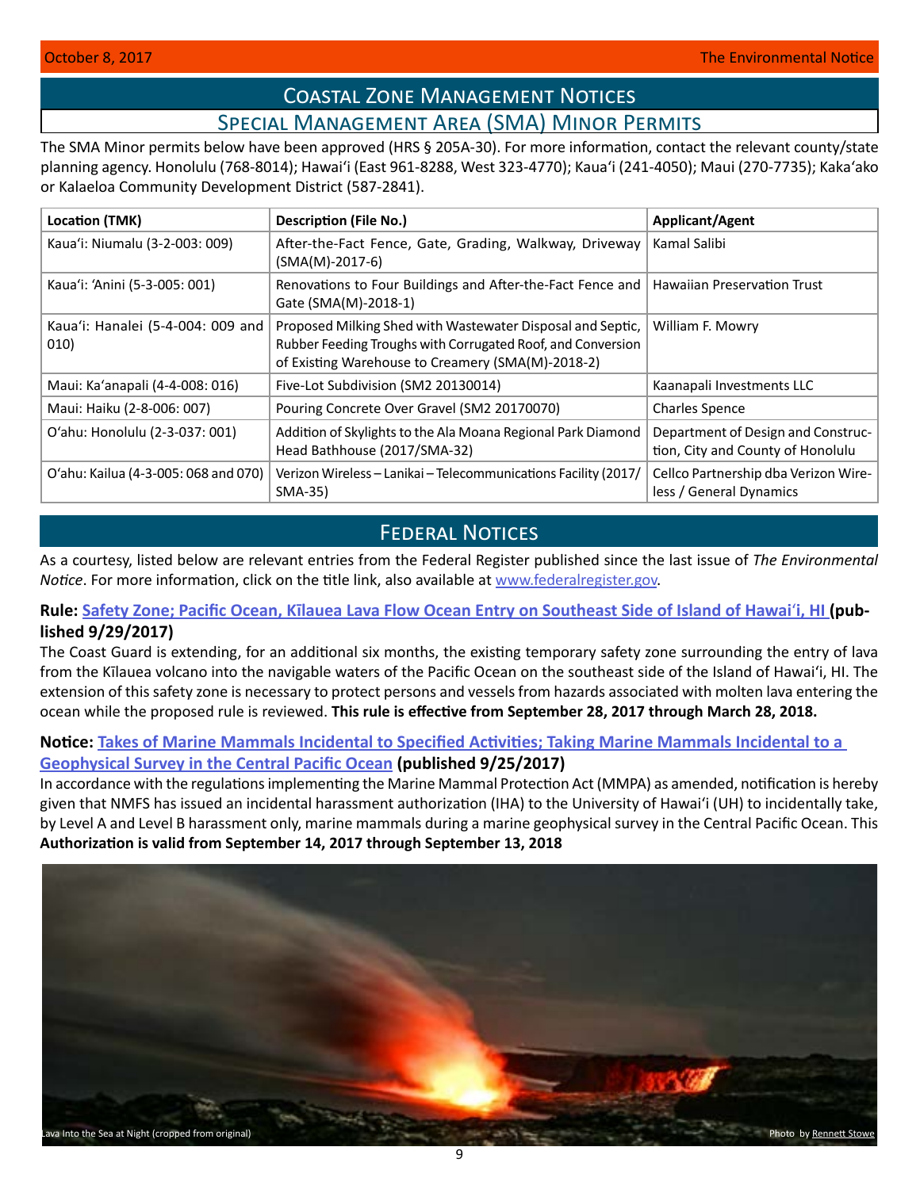## Coastal Zone Management Notices

### Special Management Area (SMA) Minor Permits

The SMA Minor permits below have been approved (HRS § 205A-30). For more information, contact the relevant county/state planning agency. Honolulu (768-8014); Hawai'i (East 961-8288, West 323-4770); Kaua'i (241-4050); Maui (270-7735); Kaka'ako or Kalaeloa Community Development District (587-2841).

| Location (TMK) | Description (File No.) | Applicant/Agent |
|---|---|---|
| Kaua'i: Niumalu (3-2-003: 009) | After-the-Fact Fence, Gate, Grading, Walkway, Driveway (SMA(M)-2017-6) | Kamal Salibi |
| Kaua'i: 'Anini (5-3-005: 001) | Renovations to Four Buildings and After-the-Fact Fence and Gate (SMA(M)-2018-1) | Hawaiian Preservation Trust |
| Kaua'i: Hanalei (5-4-004: 009 and 010) | Proposed Milking Shed with Wastewater Disposal and Septic, Rubber Feeding Troughs with Corrugated Roof, and Conversion of Existing Warehouse to Creamery (SMA(M)-2018-2) | William F. Mowry |
| Maui: Ka'anapali (4-4-008: 016) | Five-Lot Subdivision (SM2 20130014) | Kaanapali Investments LLC |
| Maui: Haiku (2-8-006: 007) | Pouring Concrete Over Gravel (SM2 20170070) | Charles Spence |
| O'ahu: Honolulu (2-3-037: 001) | Addition of Skylights to the Ala Moana Regional Park Diamond Head Bathhouse (2017/SMA-32) | Department of Design and Construction, City and County of Honolulu |
| O'ahu: Kailua (4-3-005: 068 and 070) | Verizon Wireless – Lanikai – Telecommunications Facility (2017/SMA-35) | Cellco Partnership dba Verizon Wireless / General Dynamics |

## Federal Notices

As a courtesy, listed below are relevant entries from the Federal Register published since the last issue of *The Environmental Notice*. For more information, click on the title link, also available at www.federalregister.gov.

**Rule: Safety Zone; Pacific Ocean, Kīlauea Lava Flow Ocean Entry on Southeast Side of Island of Hawai'i, HI (published 9/29/2017)**

The Coast Guard is extending, for an additional six months, the existing temporary safety zone surrounding the entry of lava from the Kīlauea volcano into the navigable waters of the Pacific Ocean on the southeast side of the Island of Hawai'i, HI. The extension of this safety zone is necessary to protect persons and vessels from hazards associated with molten lava entering the ocean while the proposed rule is reviewed. **This rule is effective from September 28, 2017 through March 28, 2018.**

**Notice: Takes of Marine Mammals Incidental to Specified Activities; Taking Marine Mammals Incidental to a Geophysical Survey in the Central Pacific Ocean (published 9/25/2017)**

In accordance with the regulations implementing the Marine Mammal Protection Act (MMPA) as amended, notification is hereby given that NMFS has issued an incidental harassment authorization (IHA) to the University of Hawai'i (UH) to incidentally take, by Level A and Level B harassment only, marine mammals during a marine geophysical survey in the Central Pacific Ocean. This **Authorization is valid from September 14, 2017 through September 13, 2018**

Lava Into the Sea at Night (cropped from original) Photo by Rennett Stowe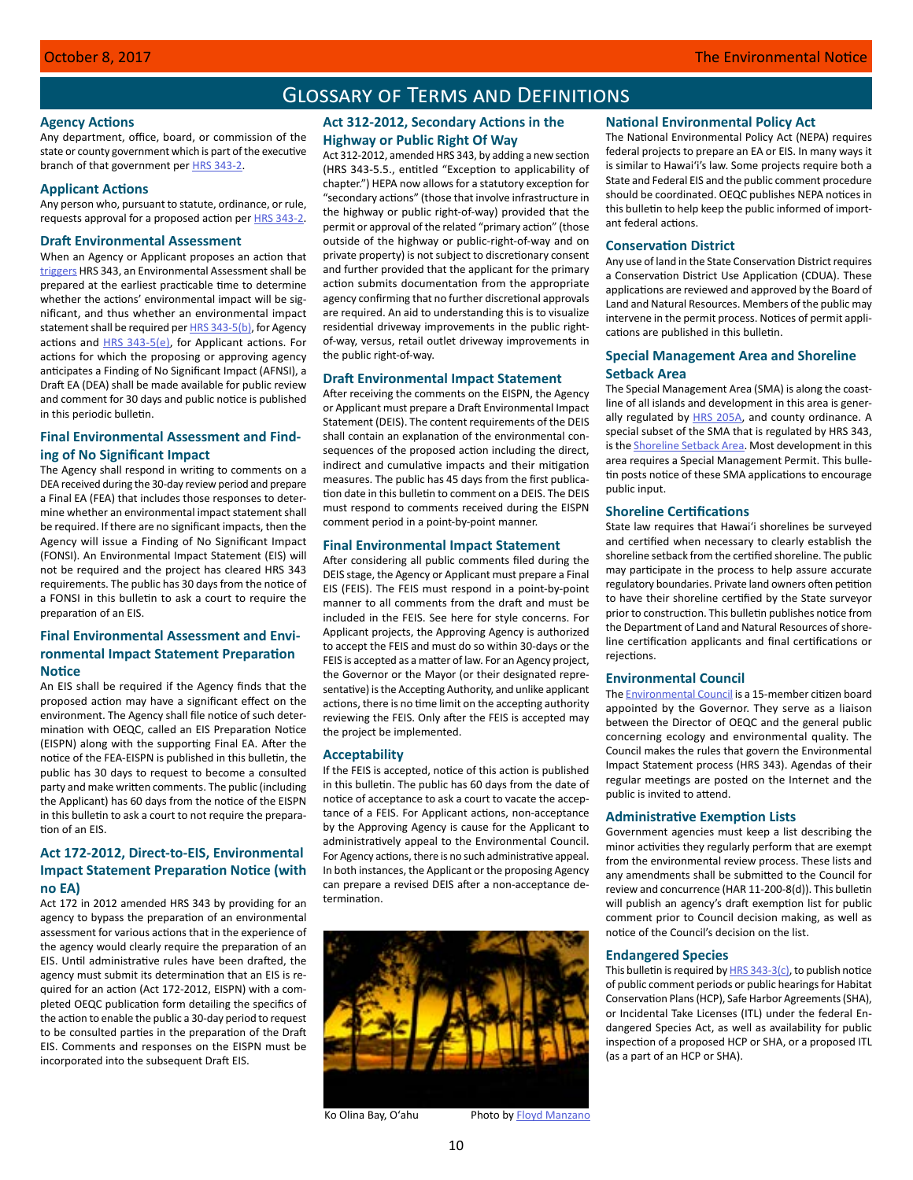# Glossary of Terms and Definitions

### Agency Actions

Any department, office, board, or commission of the state or county government which is part of the executive branch of that government per HRS 343-2.

### Applicant Actions

Any person who, pursuant to statute, ordinance, or rule, requests approval for a proposed action per HRS 343-2.

### Draft Environmental Assessment

When an Agency or Applicant proposes an action that triggers HRS 343, an Environmental Assessment shall be prepared at the earliest practicable time to determine whether the actions' environmental impact will be significant, and thus whether an environmental impact statement shall be required per HRS 343-5(b), for Agency actions and HRS 343-5(e), for Applicant actions. For actions for which the proposing or approving agency anticipates a Finding of No Significant Impact (AFNSI), a Draft EA (DEA) shall be made available for public review and comment for 30 days and public notice is published in this periodic bulletin.

### Final Environmental Assessment and Finding of No Significant Impact

The Agency shall respond in writing to comments on a DEA received during the 30-day review period and prepare a Final EA (FEA) that includes those responses to determine whether an environmental impact statement shall be required. If there are no significant impacts, then the Agency will issue a Finding of No Significant Impact (FONSI). An Environmental Impact Statement (EIS) will not be required and the project has cleared HRS 343 requirements. The public has 30 days from the notice of a FONSI in this bulletin to ask a court to require the preparation of an EIS.

### Final Environmental Assessment and Environmental Impact Statement Preparation Notice

An EIS shall be required if the Agency finds that the proposed action may have a significant effect on the environment. The Agency shall file notice of such determination with OEQC, called an EIS Preparation Notice (EISPN) along with the supporting Final EA. After the notice of the FEA-EISPN is published in this bulletin, the public has 30 days to request to become a consulted party and make written comments. The public (including the Applicant) has 60 days from the notice of the EISPN in this bulletin to ask a court to not require the preparation of an EIS.

### Act 172-2012, Direct-to-EIS, Environmental Impact Statement Preparation Notice (with no EA)

Act 172 in 2012 amended HRS 343 by providing for an agency to bypass the preparation of an environmental assessment for various actions that in the experience of the agency would clearly require the preparation of an EIS. Until administrative rules have been drafted, the agency must submit its determination that an EIS is required for an action (Act 172-2012, EISPN) with a completed OEQC publication form detailing the specifics of the action to enable the public a 30-day period to request to be consulted parties in the preparation of the Draft EIS. Comments and responses on the EISPN must be incorporated into the subsequent Draft EIS.

### Act 312-2012, Secondary Actions in the Highway or Public Right Of Way

Act 312-2012, amended HRS 343, by adding a new section (HRS 343-5.5., entitled "Exception to applicability of chapter.") HEPA now allows for a statutory exception for "secondary actions" (those that involve infrastructure in the highway or public right-of-way) provided that the permit or approval of the related "primary action" (those outside of the highway or public-right-of-way and on private property) is not subject to discretionary consent and further provided that the applicant for the primary action submits documentation from the appropriate agency confirming that no further discretional approvals are required. An aid to understanding this is to visualize residential driveway improvements in the public right-of-way, versus, retail outlet driveway improvements in the public right-of-way.

### Draft Environmental Impact Statement

After receiving the comments on the EISPN, the Agency or Applicant must prepare a Draft Environmental Impact Statement (DEIS). The content requirements of the DEIS shall contain an explanation of the environmental consequences of the proposed action including the direct, indirect and cumulative impacts and their mitigation measures. The public has 45 days from the first publication date in this bulletin to comment on a DEIS. The DEIS must respond to comments received during the EISPN comment period in a point-by-point manner.

### Final Environmental Impact Statement

After considering all public comments filed during the DEIS stage, the Agency or Applicant must prepare a Final EIS (FEIS). The FEIS must respond in a point-by-point manner to all comments from the draft and must be included in the FEIS. See here for style concerns. For Applicant projects, the Approving Agency is authorized to accept the FEIS and must do so within 30-days or the FEIS is accepted as a matter of law. For an Agency project, the Governor or the Mayor (or their designated representative) is the Accepting Authority, and unlike applicant actions, there is no time limit on the accepting authority reviewing the FEIS. Only after the FEIS is accepted may the project be implemented.

### Acceptability

If the FEIS is accepted, notice of this action is published in this bulletin. The public has 60 days from the date of notice of acceptance to ask a court to vacate the acceptance of a FEIS. For Applicant actions, non-acceptance by the Approving Agency is cause for the Applicant to administratively appeal to the Environmental Council. For Agency actions, there is no such administrative appeal. In both instances, the Applicant or the proposing Agency can prepare a revised DEIS after a non-acceptance determination.

Ko Olina Bay, O'ahu Photo by Floyd Manzano

### National Environmental Policy Act

The National Environmental Policy Act (NEPA) requires federal projects to prepare an EA or EIS. In many ways it is similar to Hawai'i's law. Some projects require both a State and Federal EIS and the public comment procedure should be coordinated. OEQC publishes NEPA notices in this bulletin to help keep the public informed of important federal actions.

### Conservation District

Any use of land in the State Conservation District requires a Conservation District Use Application (CDUA). These applications are reviewed and approved by the Board of Land and Natural Resources. Members of the public may intervene in the permit process. Notices of permit applications are published in this bulletin.

### Special Management Area and Shoreline Setback Area

The Special Management Area (SMA) is along the coastline of all islands and development in this area is generally regulated by HRS 205A, and county ordinance. A special subset of the SMA that is regulated by HRS 343, is the Shoreline Setback Area. Most development in this area requires a Special Management Permit. This bulletin posts notice of these SMA applications to encourage public input.

### Shoreline Certifications

State law requires that Hawai'i shorelines be surveyed and certified when necessary to clearly establish the shoreline setback from the certified shoreline. The public may participate in the process to help assure accurate regulatory boundaries. Private land owners often petition to have their shoreline certified by the State surveyor prior to construction. This bulletin publishes notice from the Department of Land and Natural Resources of shoreline certification applicants and final certifications or rejections.

### Environmental Council

The Environmental Council is a 15-member citizen board appointed by the Governor. They serve as a liaison between the Director of OEQC and the general public concerning ecology and environmental quality. The Council makes the rules that govern the Environmental Impact Statement process (HRS 343). Agendas of their regular meetings are posted on the Internet and the public is invited to attend.

### Administrative Exemption Lists

Government agencies must keep a list describing the minor activities they regularly perform that are exempt from the environmental review process. These lists and any amendments shall be submitted to the Council for review and concurrence (HAR 11-200-8(d)). This bulletin will publish an agency's draft exemption list for public comment prior to Council decision making, as well as notice of the Council's decision on the list.

### Endangered Species

This bulletin is required by HRS 343-3(c), to publish notice of public comment periods or public hearings for Habitat Conservation Plans (HCP), Safe Harbor Agreements (SHA), or Incidental Take Licenses (ITL) under the federal Endangered Species Act, as well as availability for public inspection of a proposed HCP or SHA, or a proposed ITL (as a part of an HCP or SHA).